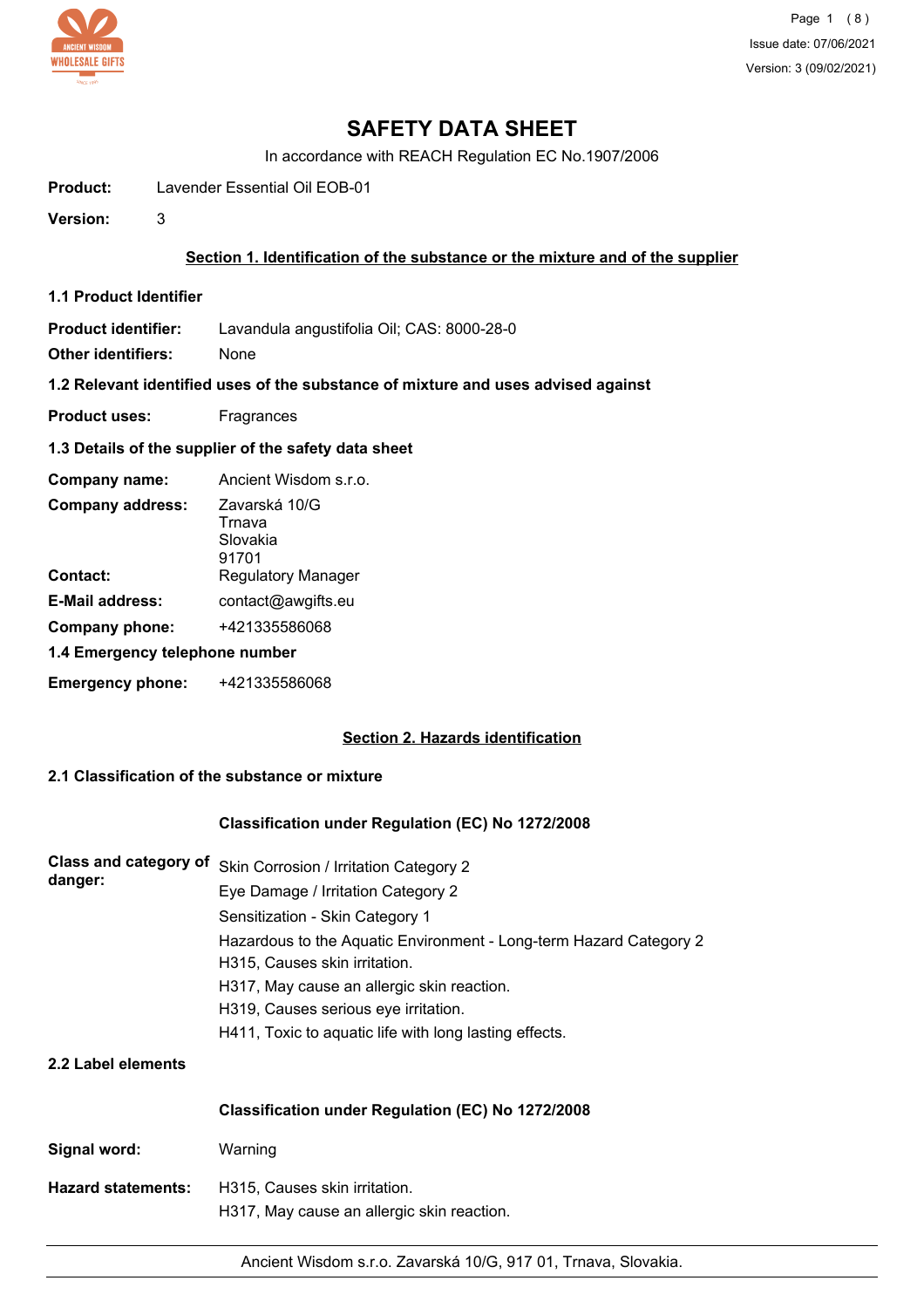# SAFETY DATA SHEET

In accordance with REACH Regulation EC No.1907/2006

**Product:** Lavender Essential Oil EOB-01

**Version:** 3

## Section 1. Identification of the substance or the mixture and of the supplier

### 1.1 Product Identifier

**Product identifier:** Lavandula angustifolia Oil; CAS: 8000-28-0

**Other identifiers:** None

### 1.2 Relevant identified uses of the substance of mixture and uses advised against

**Product uses:** Fragrances

### 1.3 Details of the supplier of the safety data sheet

**Company name:** Ancient Wisdom s.r.o.

**Company address:** Zavarská 10/G
Trnava
Slovakia
91701

**Contact:** Regulatory Manager

**E-Mail address:** contact@awgifts.eu

**Company phone:** +421335586068

### 1.4 Emergency telephone number

**Emergency phone:** +421335586068

## Section 2. Hazards identification

### 2.1 Classification of the substance or mixture

**Classification under Regulation (EC) No 1272/2008**

**Class and category of danger:**

Skin Corrosion / Irritation Category 2
Eye Damage / Irritation Category 2
Sensitization - Skin Category 1
Hazardous to the Aquatic Environment - Long-term Hazard Category 2
H315, Causes skin irritation.
H317, May cause an allergic skin reaction.
H319, Causes serious eye irritation.
H411, Toxic to aquatic life with long lasting effects.

### 2.2 Label elements

**Classification under Regulation (EC) No 1272/2008**

**Signal word:** Warning

**Hazard statements:**
H315, Causes skin irritation.
H317, May cause an allergic skin reaction.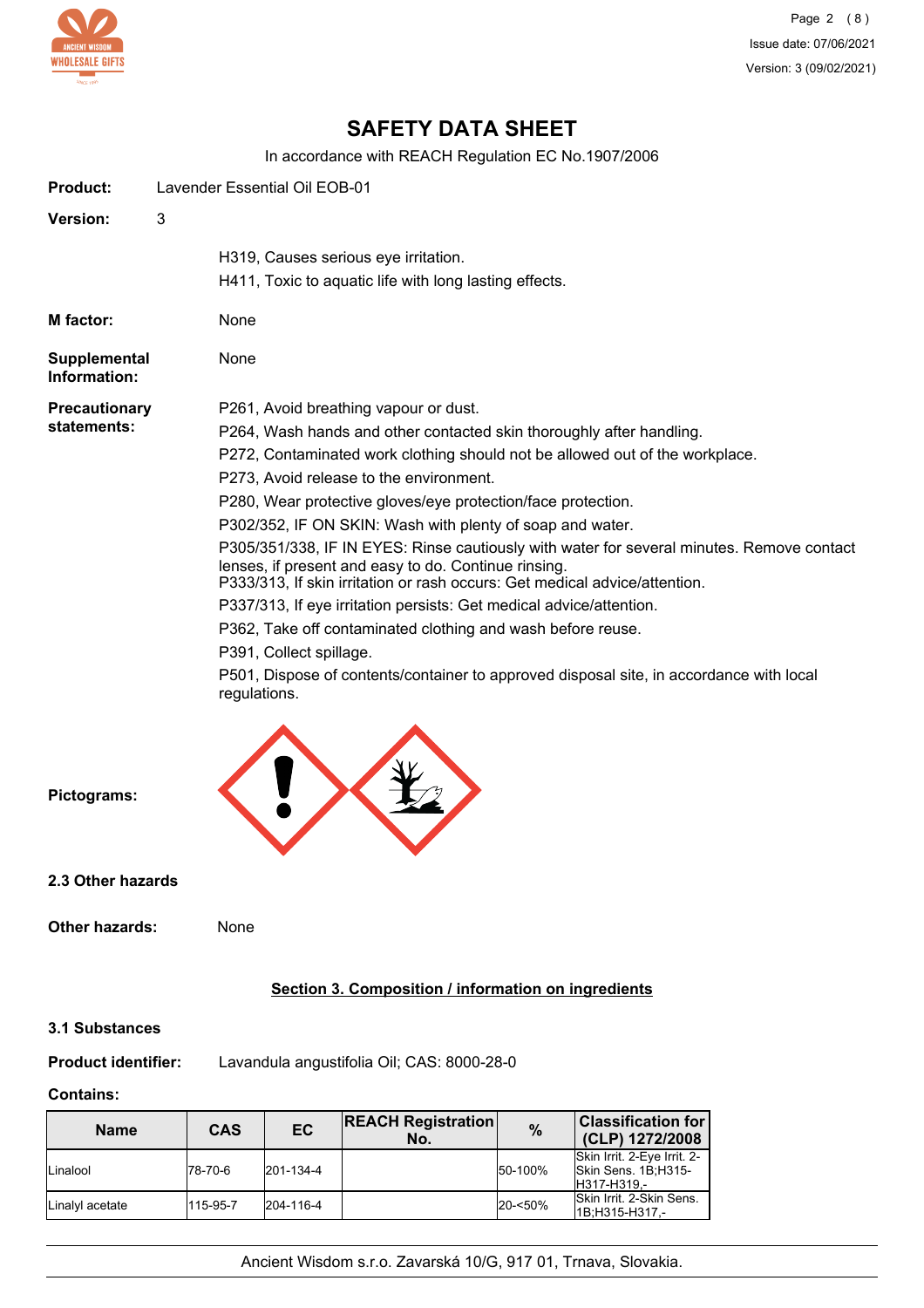**SAFETY DATA SHEET**

In accordance with REACH Regulation EC No.1907/2006

**Product:** Lavender Essential Oil EOB-01

**Version:** 3

H319, Causes serious eye irritation.
H411, Toxic to aquatic life with long lasting effects.

**M factor:** None

**Supplemental Information:** None

**Precautionary statements:**

P261, Avoid breathing vapour or dust.
P264, Wash hands and other contacted skin thoroughly after handling.
P272, Contaminated work clothing should not be allowed out of the workplace.
P273, Avoid release to the environment.
P280, Wear protective gloves/eye protection/face protection.
P302/352, IF ON SKIN: Wash with plenty of soap and water.
P305/351/338, IF IN EYES: Rinse cautiously with water for several minutes. Remove contact lenses, if present and easy to do. Continue rinsing.
P333/313, If skin irritation or rash occurs: Get medical advice/attention.
P337/313, If eye irritation persists: Get medical advice/attention.
P362, Take off contaminated clothing and wash before reuse.
P391, Collect spillage.
P501, Dispose of contents/container to approved disposal site, in accordance with local regulations.

**Pictograms:**

### 2.3 Other hazards

**Other hazards:** None

## Section 3. Composition / information on ingredients

### 3.1 Substances

**Product identifier:** Lavandula angustifolia Oil; CAS: 8000-28-0

**Contains:**

| Name | CAS | EC | REACH Registration No. | % | Classification for (CLP) 1272/2008 |
|---|---|---|---|---|---|
| Linalool | 78-70-6 | 201-134-4 | | 50-100% | Skin Irrit. 2-Eye Irrit. 2-Skin Sens. 1B;H315-H317-H319,- |
| Linalyl acetate | 115-95-7 | 204-116-4 | | 20-<50% | Skin Irrit. 2-Skin Sens. 1B;H315-H317,- |

Ancient Wisdom s.r.o. Zavarská 10/G, 917 01, Trnava, Slovakia.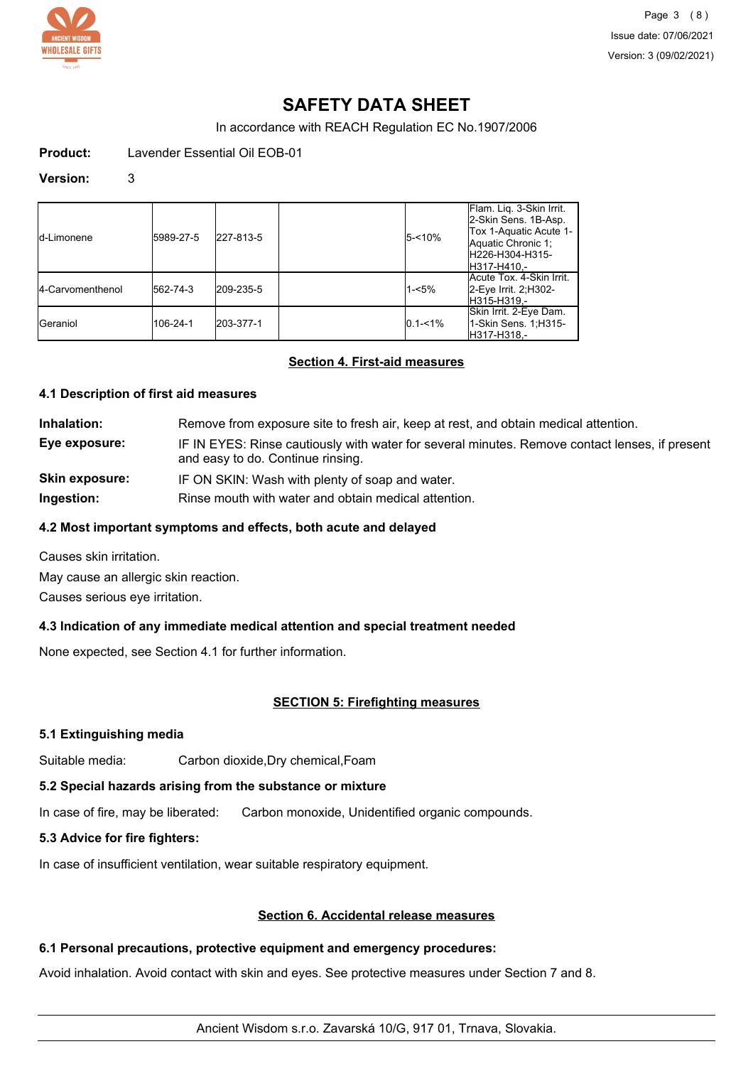**Product:** Lavender Essential Oil EOB-01

**Version:** 3

| | | | | | |
|---|---|---|---|---|---|
| d-Limonene | 5989-27-5 | 227-813-5 | | 5-<10% | Flam. Liq. 3-Skin Irrit. 2-Skin Sens. 1B-Asp. Tox 1-Aquatic Acute 1-Aquatic Chronic 1;H226-H304-H315-H317-H410,- |
| 4-Carvomenthenol | 562-74-3 | 209-235-5 | | 1-<5% | Acute Tox. 4-Skin Irrit. 2-Eye Irrit. 2;H302-H315-H319,- |
| Geraniol | 106-24-1 | 203-377-1 | | 0.1-<1% | Skin Irrit. 2-Eye Dam. 1-Skin Sens. 1;H315-H317-H318,- |

## Section 4. First-aid measures

### 4.1 Description of first aid measures

**Inhalation:** Remove from exposure site to fresh air, keep at rest, and obtain medical attention.

**Eye exposure:** IF IN EYES: Rinse cautiously with water for several minutes. Remove contact lenses, if present and easy to do. Continue rinsing.

**Skin exposure:** IF ON SKIN: Wash with plenty of soap and water.

**Ingestion:** Rinse mouth with water and obtain medical attention.

### 4.2 Most important symptoms and effects, both acute and delayed

Causes skin irritation.

May cause an allergic skin reaction.

Causes serious eye irritation.

### 4.3 Indication of any immediate medical attention and special treatment needed

None expected, see Section 4.1 for further information.

## SECTION 5: Firefighting measures

### 5.1 Extinguishing media

Suitable media: Carbon dioxide,Dry chemical,Foam

### 5.2 Special hazards arising from the substance or mixture

In case of fire, may be liberated: Carbon monoxide, Unidentified organic compounds.

### 5.3 Advice for fire fighters:

In case of insufficient ventilation, wear suitable respiratory equipment.

## Section 6. Accidental release measures

### 6.1 Personal precautions, protective equipment and emergency procedures:

Avoid inhalation. Avoid contact with skin and eyes. See protective measures under Section 7 and 8.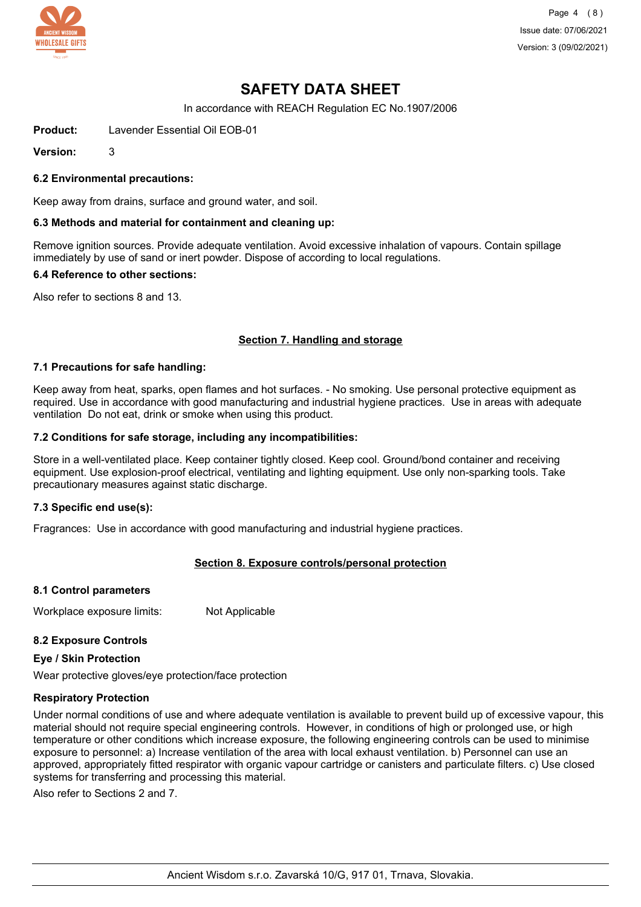# SAFETY DATA SHEET

In accordance with REACH Regulation EC No.1907/2006

**Product:** Lavender Essential Oil EOB-01

**Version:** 3

### 6.2 Environmental precautions:

Keep away from drains, surface and ground water, and soil.

### 6.3 Methods and material for containment and cleaning up:

Remove ignition sources. Provide adequate ventilation. Avoid excessive inhalation of vapours. Contain spillage immediately by use of sand or inert powder. Dispose of according to local regulations.

### 6.4 Reference to other sections:

Also refer to sections 8 and 13.

## Section 7. Handling and storage

### 7.1 Precautions for safe handling:

Keep away from heat, sparks, open flames and hot surfaces. - No smoking. Use personal protective equipment as required. Use in accordance with good manufacturing and industrial hygiene practices. Use in areas with adequate ventilation Do not eat, drink or smoke when using this product.

### 7.2 Conditions for safe storage, including any incompatibilities:

Store in a well-ventilated place. Keep container tightly closed. Keep cool. Ground/bond container and receiving equipment. Use explosion-proof electrical, ventilating and lighting equipment. Use only non-sparking tools. Take precautionary measures against static discharge.

### 7.3 Specific end use(s):

Fragrances: Use in accordance with good manufacturing and industrial hygiene practices.

## Section 8. Exposure controls/personal protection

### 8.1 Control parameters

Workplace exposure limits: Not Applicable

### 8.2 Exposure Controls

**Eye / Skin Protection**

Wear protective gloves/eye protection/face protection

**Respiratory Protection**

Under normal conditions of use and where adequate ventilation is available to prevent build up of excessive vapour, this material should not require special engineering controls. However, in conditions of high or prolonged use, or high temperature or other conditions which increase exposure, the following engineering controls can be used to minimise exposure to personnel: a) Increase ventilation of the area with local exhaust ventilation. b) Personnel can use an approved, appropriately fitted respirator with organic vapour cartridge or canisters and particulate filters. c) Use closed systems for transferring and processing this material.

Also refer to Sections 2 and 7.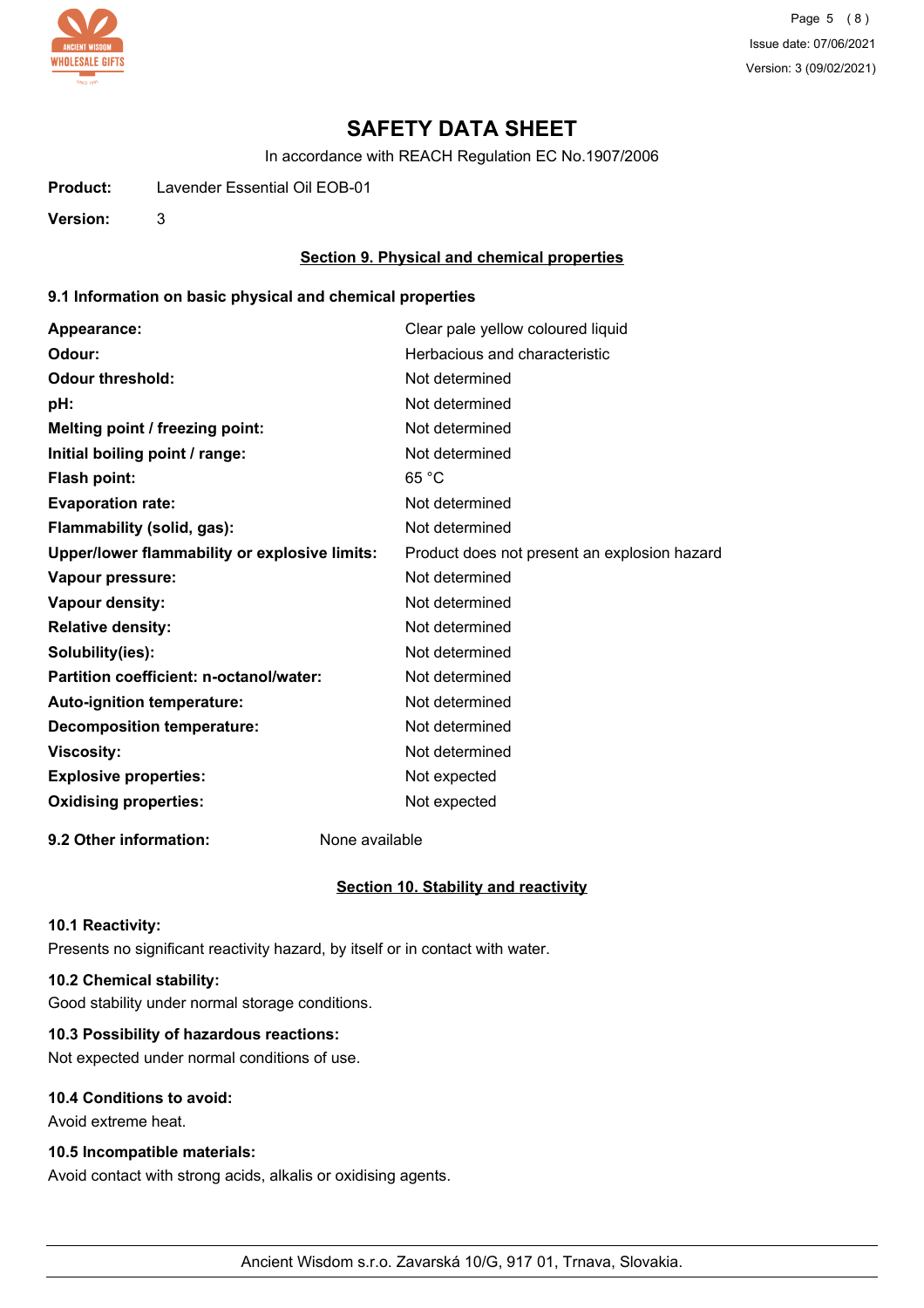# SAFETY DATA SHEET

In accordance with REACH Regulation EC No.1907/2006

**Product:** Lavender Essential Oil EOB-01

**Version:** 3

## Section 9. Physical and chemical properties

### 9.1 Information on basic physical and chemical properties

| | |
|---|---|
| **Appearance:** | Clear pale yellow coloured liquid |
| **Odour:** | Herbacious and characteristic |
| **Odour threshold:** | Not determined |
| **pH:** | Not determined |
| **Melting point / freezing point:** | Not determined |
| **Initial boiling point / range:** | Not determined |
| **Flash point:** | 65 °C |
| **Evaporation rate:** | Not determined |
| **Flammability (solid, gas):** | Not determined |
| **Upper/lower flammability or explosive limits:** | Product does not present an explosion hazard |
| **Vapour pressure:** | Not determined |
| **Vapour density:** | Not determined |
| **Relative density:** | Not determined |
| **Solubility(ies):** | Not determined |
| **Partition coefficient: n-octanol/water:** | Not determined |
| **Auto-ignition temperature:** | Not determined |
| **Decomposition temperature:** | Not determined |
| **Viscosity:** | Not determined |
| **Explosive properties:** | Not expected |
| **Oxidising properties:** | Not expected |

**9.2 Other information:** None available

## Section 10. Stability and reactivity

### 10.1 Reactivity:
Presents no significant reactivity hazard, by itself or in contact with water.

### 10.2 Chemical stability:
Good stability under normal storage conditions.

### 10.3 Possibility of hazardous reactions:
Not expected under normal conditions of use.

### 10.4 Conditions to avoid:
Avoid extreme heat.

### 10.5 Incompatible materials:
Avoid contact with strong acids, alkalis or oxidising agents.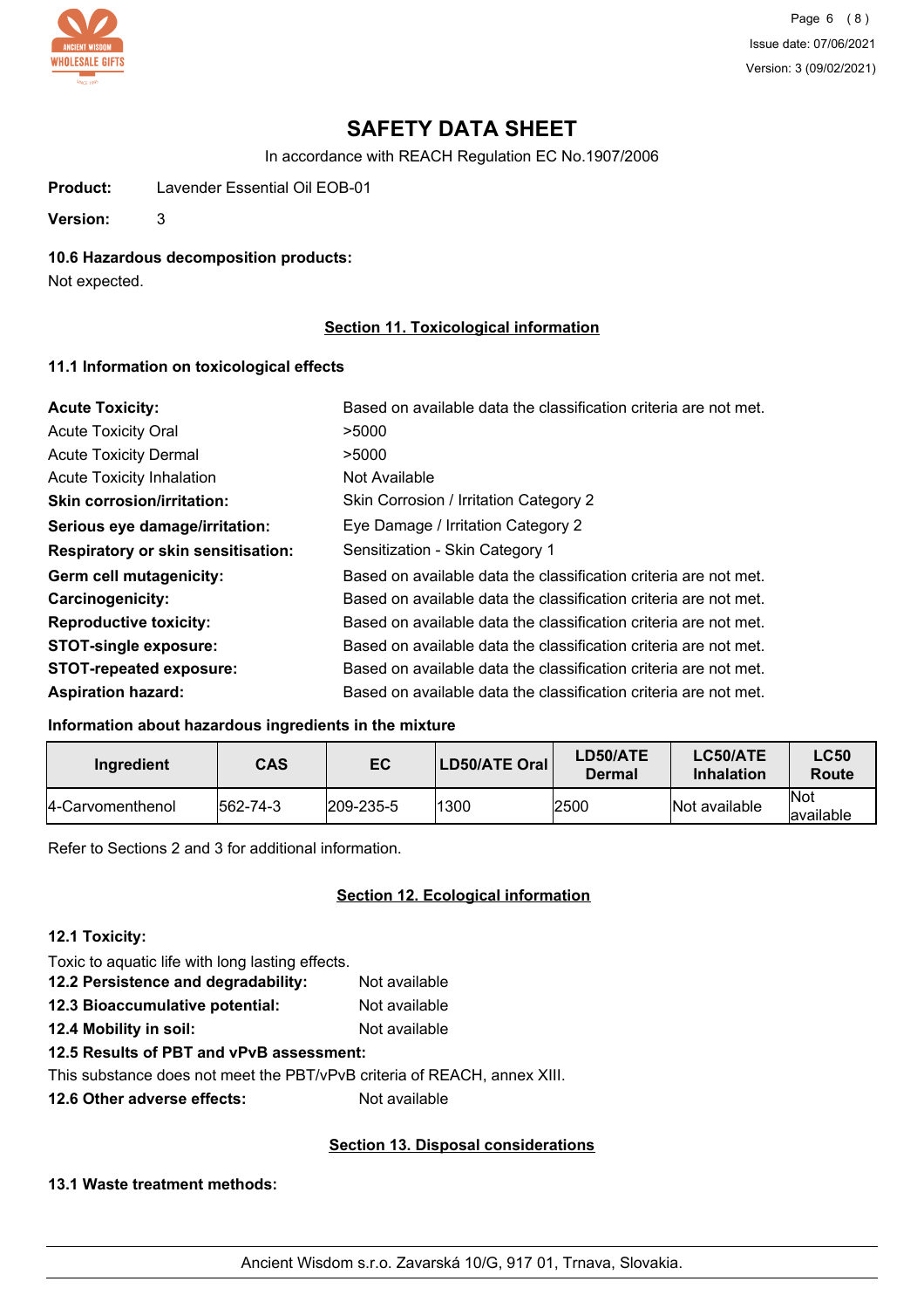# SAFETY DATA SHEET

In accordance with REACH Regulation EC No.1907/2006

**Product:** Lavender Essential Oil EOB-01

**Version:** 3

**10.6 Hazardous decomposition products:**

Not expected.

## Section 11. Toxicological information

### 11.1 Information on toxicological effects

| | |
|---|---|
| **Acute Toxicity:** | Based on available data the classification criteria are not met. |
| Acute Toxicity Oral | >5000 |
| Acute Toxicity Dermal | >5000 |
| Acute Toxicity Inhalation | Not Available |
| **Skin corrosion/irritation:** | Skin Corrosion / Irritation Category 2 |
| **Serious eye damage/irritation:** | Eye Damage / Irritation Category 2 |
| **Respiratory or skin sensitisation:** | Sensitization - Skin Category 1 |
| **Germ cell mutagenicity:** | Based on available data the classification criteria are not met. |
| **Carcinogenicity:** | Based on available data the classification criteria are not met. |
| **Reproductive toxicity:** | Based on available data the classification criteria are not met. |
| **STOT-single exposure:** | Based on available data the classification criteria are not met. |
| **STOT-repeated exposure:** | Based on available data the classification criteria are not met. |
| **Aspiration hazard:** | Based on available data the classification criteria are not met. |

**Information about hazardous ingredients in the mixture**

| Ingredient | CAS | EC | LD50/ATE Oral | LD50/ATE Dermal | LC50/ATE Inhalation | LC50 Route |
|---|---|---|---|---|---|---|
| 4-Carvomenthenol | 562-74-3 | 209-235-5 | 1300 | 2500 | Not available | Not available |

Refer to Sections 2 and 3 for additional information.

## Section 12. Ecological information

**12.1 Toxicity:**

Toxic to aquatic life with long lasting effects.

**12.2 Persistence and degradability:** Not available

**12.3 Bioaccumulative potential:** Not available

**12.4 Mobility in soil:** Not available

**12.5 Results of PBT and vPvB assessment:**

This substance does not meet the PBT/vPvB criteria of REACH, annex XIII.

**12.6 Other adverse effects:** Not available

## Section 13. Disposal considerations

**13.1 Waste treatment methods:**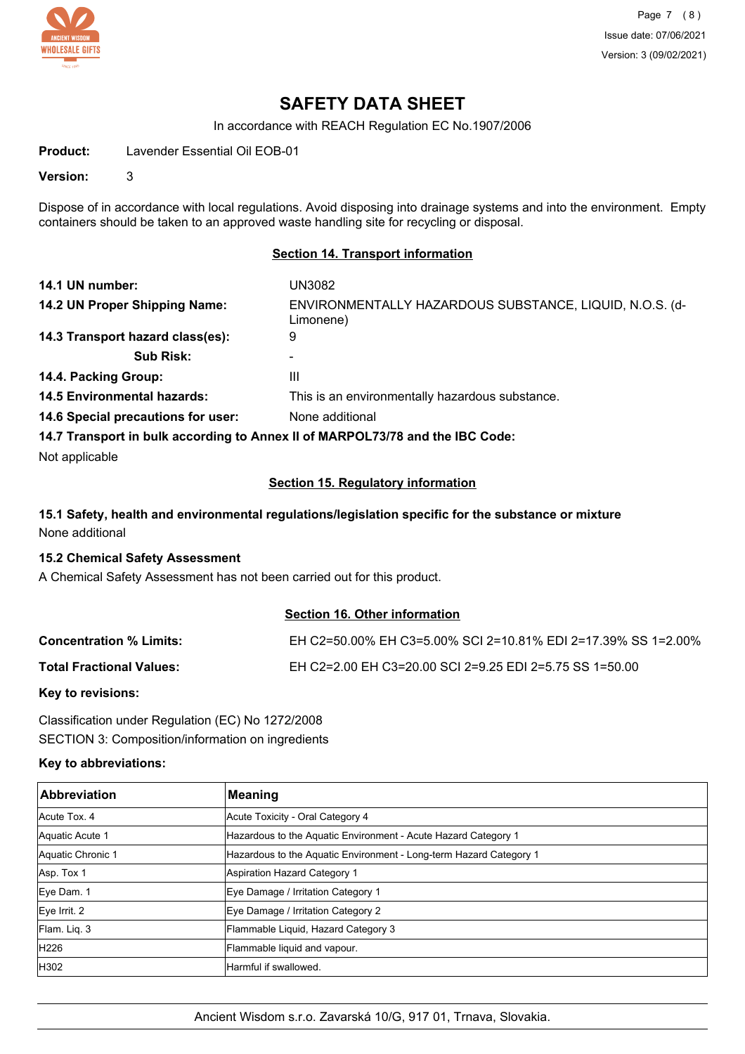# SAFETY DATA SHEET

In accordance with REACH Regulation EC No.1907/2006

**Product:** Lavender Essential Oil EOB-01

**Version:** 3

Dispose of in accordance with local regulations. Avoid disposing into drainage systems and into the environment. Empty containers should be taken to an approved waste handling site for recycling or disposal.

## Section 14. Transport information

| | |
|---|---|
| **14.1 UN number:** | UN3082 |
| **14.2 UN Proper Shipping Name:** | ENVIRONMENTALLY HAZARDOUS SUBSTANCE, LIQUID, N.O.S. (d-Limonene) |
| **14.3 Transport hazard class(es):** | 9 |
| **Sub Risk:** | - |
| **14.4. Packing Group:** | III |
| **14.5 Environmental hazards:** | This is an environmentally hazardous substance. |
| **14.6 Special precautions for user:** | None additional |

**14.7 Transport in bulk according to Annex II of MARPOL73/78 and the IBC Code:**

Not applicable

## Section 15. Regulatory information

**15.1 Safety, health and environmental regulations/legislation specific for the substance or mixture**

None additional

**15.2 Chemical Safety Assessment**

A Chemical Safety Assessment has not been carried out for this product.

## Section 16. Other information

**Concentration % Limits:** EH C2=50.00% EH C3=5.00% SCI 2=10.81% EDI 2=17.39% SS 1=2.00%

**Total Fractional Values:** EH C2=2.00 EH C3=20.00 SCI 2=9.25 EDI 2=5.75 SS 1=50.00

**Key to revisions:**

Classification under Regulation (EC) No 1272/2008

SECTION 3: Composition/information on ingredients

**Key to abbreviations:**

| Abbreviation | Meaning |
|---|---|
| Acute Tox. 4 | Acute Toxicity - Oral Category 4 |
| Aquatic Acute 1 | Hazardous to the Aquatic Environment - Acute Hazard Category 1 |
| Aquatic Chronic 1 | Hazardous to the Aquatic Environment - Long-term Hazard Category 1 |
| Asp. Tox 1 | Aspiration Hazard Category 1 |
| Eye Dam. 1 | Eye Damage / Irritation Category 1 |
| Eye Irrit. 2 | Eye Damage / Irritation Category 2 |
| Flam. Liq. 3 | Flammable Liquid, Hazard Category 3 |
| H226 | Flammable liquid and vapour. |
| H302 | Harmful if swallowed. |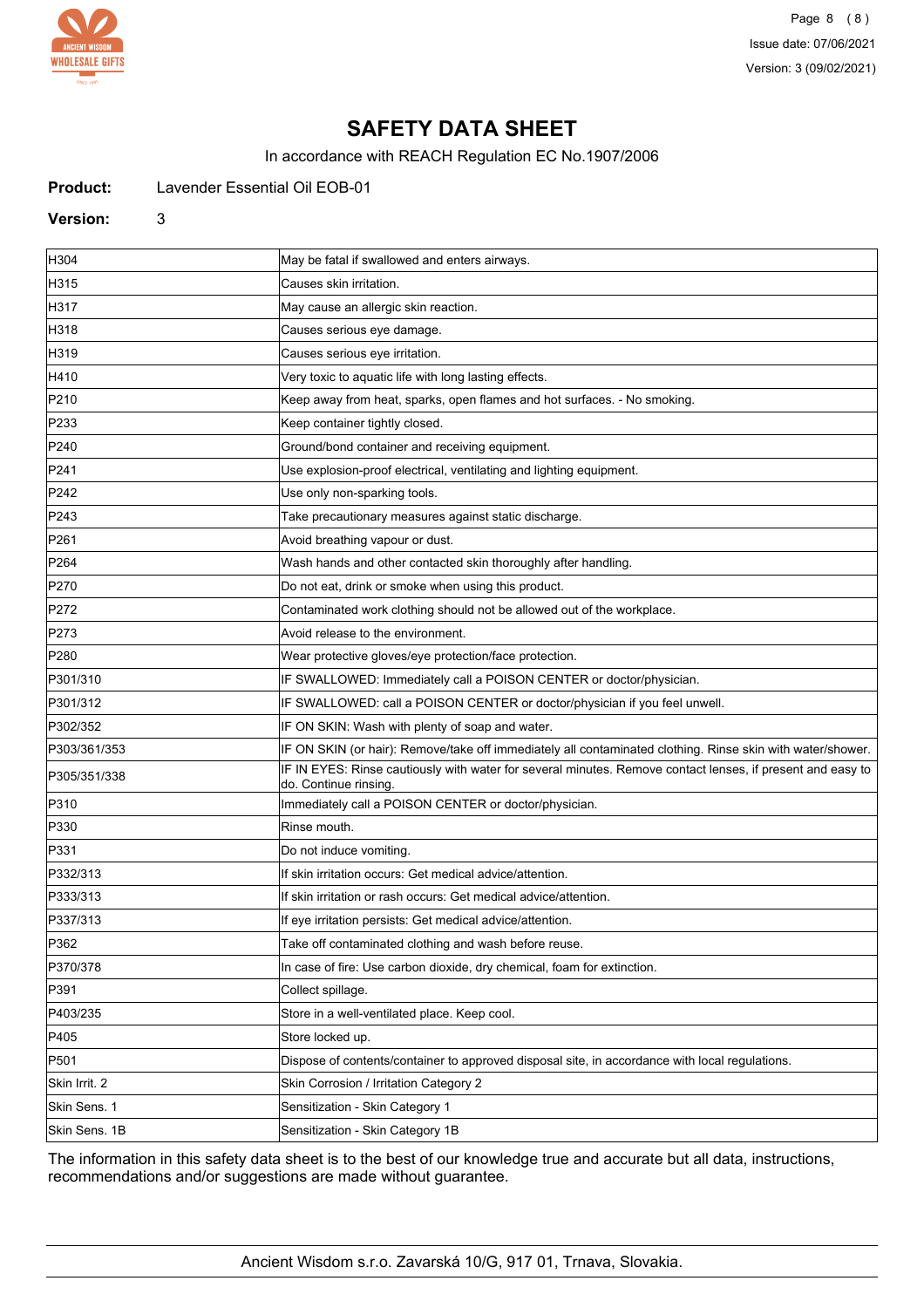# SAFETY DATA SHEET

In accordance with REACH Regulation EC No.1907/2006

**Product:** Lavender Essential Oil EOB-01

**Version:** 3

| | |
|---|---|
| H304 | May be fatal if swallowed and enters airways. |
| H315 | Causes skin irritation. |
| H317 | May cause an allergic skin reaction. |
| H318 | Causes serious eye damage. |
| H319 | Causes serious eye irritation. |
| H410 | Very toxic to aquatic life with long lasting effects. |
| P210 | Keep away from heat, sparks, open flames and hot surfaces. - No smoking. |
| P233 | Keep container tightly closed. |
| P240 | Ground/bond container and receiving equipment. |
| P241 | Use explosion-proof electrical, ventilating and lighting equipment. |
| P242 | Use only non-sparking tools. |
| P243 | Take precautionary measures against static discharge. |
| P261 | Avoid breathing vapour or dust. |
| P264 | Wash hands and other contacted skin thoroughly after handling. |
| P270 | Do not eat, drink or smoke when using this product. |
| P272 | Contaminated work clothing should not be allowed out of the workplace. |
| P273 | Avoid release to the environment. |
| P280 | Wear protective gloves/eye protection/face protection. |
| P301/310 | IF SWALLOWED: Immediately call a POISON CENTER or doctor/physician. |
| P301/312 | IF SWALLOWED: call a POISON CENTER or doctor/physician if you feel unwell. |
| P302/352 | IF ON SKIN: Wash with plenty of soap and water. |
| P303/361/353 | IF ON SKIN (or hair): Remove/take off immediately all contaminated clothing. Rinse skin with water/shower. |
| P305/351/338 | IF IN EYES: Rinse cautiously with water for several minutes. Remove contact lenses, if present and easy to do. Continue rinsing. |
| P310 | Immediately call a POISON CENTER or doctor/physician. |
| P330 | Rinse mouth. |
| P331 | Do not induce vomiting. |
| P332/313 | If skin irritation occurs: Get medical advice/attention. |
| P333/313 | If skin irritation or rash occurs: Get medical advice/attention. |
| P337/313 | If eye irritation persists: Get medical advice/attention. |
| P362 | Take off contaminated clothing and wash before reuse. |
| P370/378 | In case of fire: Use carbon dioxide, dry chemical, foam for extinction. |
| P391 | Collect spillage. |
| P403/235 | Store in a well-ventilated place. Keep cool. |
| P405 | Store locked up. |
| P501 | Dispose of contents/container to approved disposal site, in accordance with local regulations. |
| Skin Irrit. 2 | Skin Corrosion / Irritation Category 2 |
| Skin Sens. 1 | Sensitization - Skin Category 1 |
| Skin Sens. 1B | Sensitization - Skin Category 1B |

The information in this safety data sheet is to the best of our knowledge true and accurate but all data, instructions, recommendations and/or suggestions are made without guarantee.

Ancient Wisdom s.r.o. Zavarská 10/G, 917 01, Trnava, Slovakia.